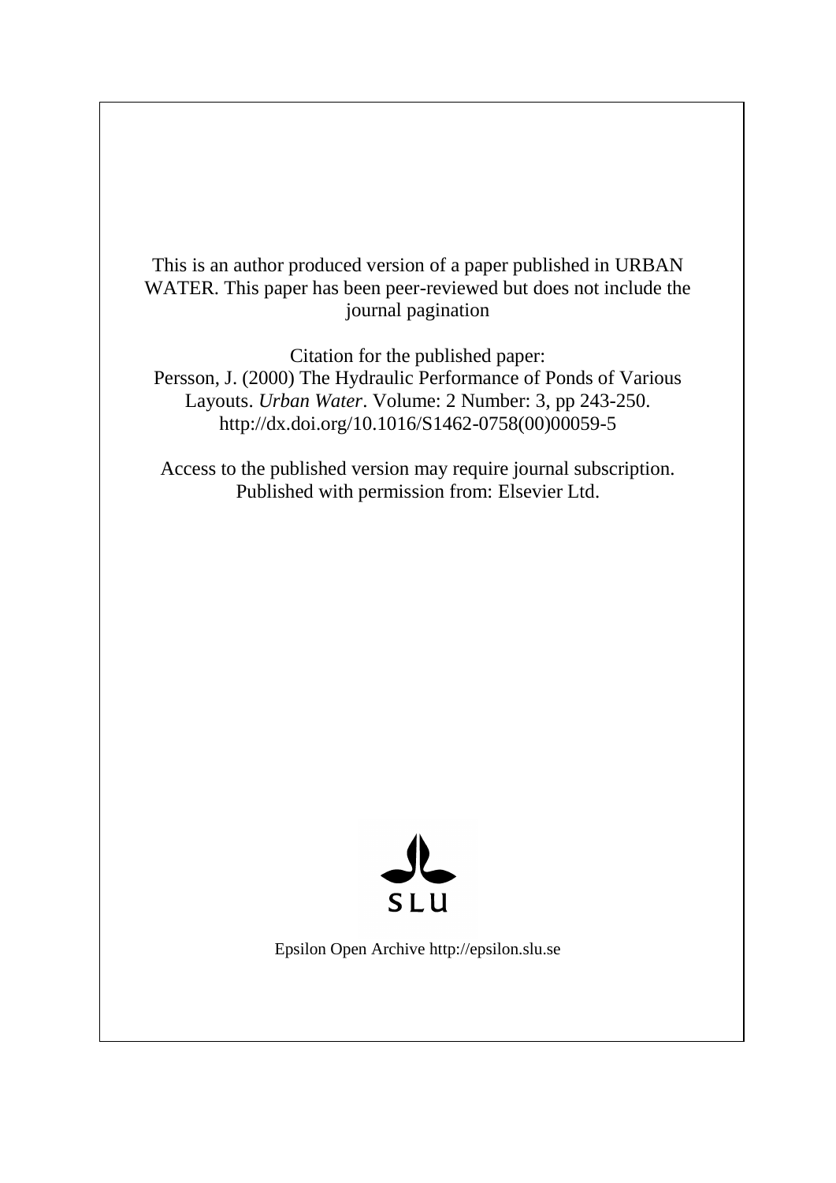This is an author produced version of a paper published in URBAN WATER. This paper has been peer-reviewed but does not include the journal pagination

Citation for the published paper:
Persson, J. (2000) The Hydraulic Performance of Ponds of Various Layouts. *Urban Water*. Volume: 2 Number: 3, pp 243-250.
http://dx.doi.org/10.1016/S1462-0758(00)00059-5

Access to the published version may require journal subscription.
Published with permission from: Elsevier Ltd.

SLU

Epsilon Open Archive http://epsilon.slu.se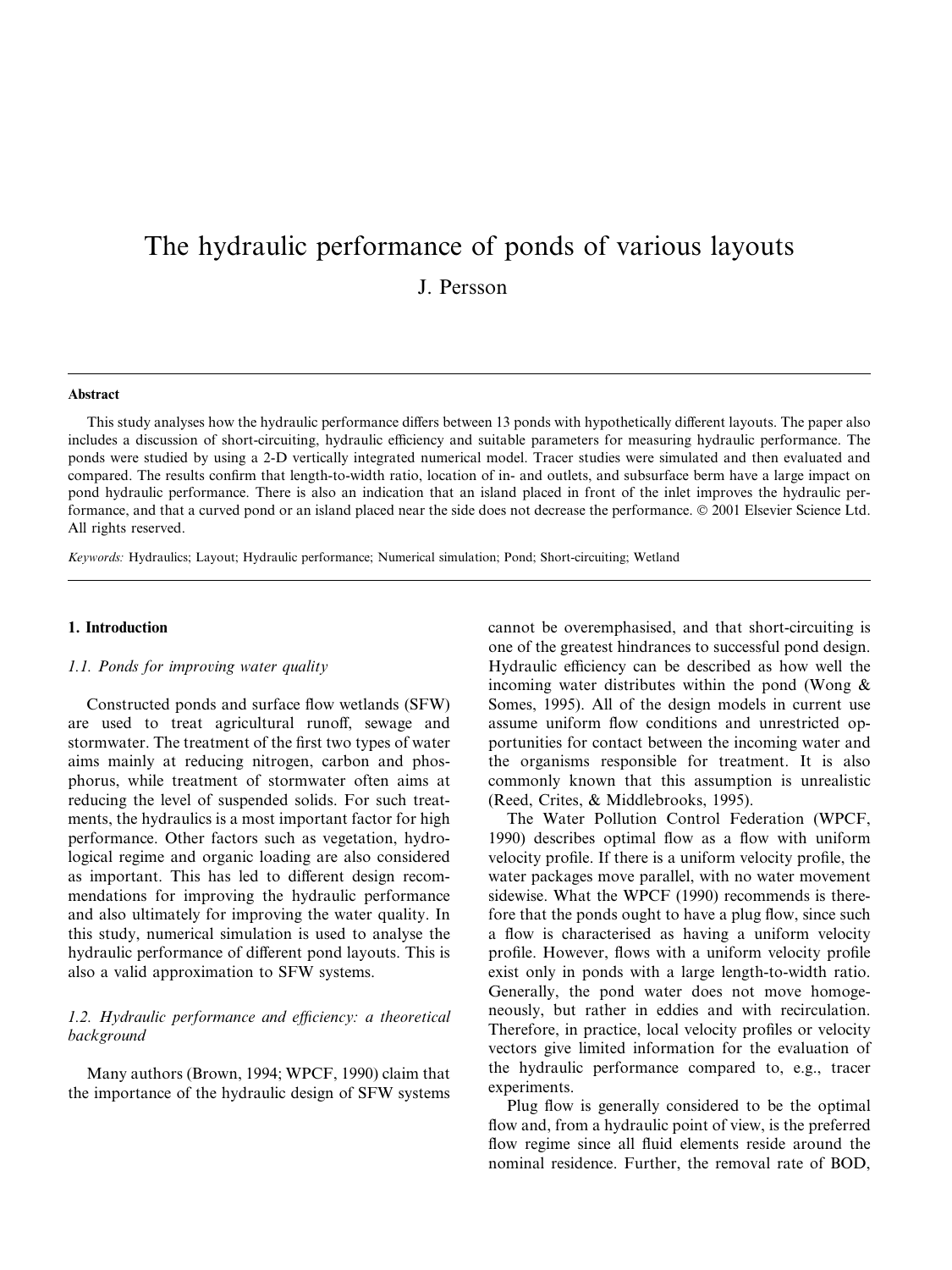# The hydraulic performance of ponds of various layouts

J. Persson

---

**Abstract**

This study analyses how the hydraulic performance differs between 13 ponds with hypothetically different layouts. The paper also includes a discussion of short-circuiting, hydraulic efficiency and suitable parameters for measuring hydraulic performance. The ponds were studied by using a 2-D vertically integrated numerical model. Tracer studies were simulated and then evaluated and compared. The results confirm that length-to-width ratio, location of in- and outlets, and subsurface berm have a large impact on pond hydraulic performance. There is also an indication that an island placed in front of the inlet improves the hydraulic performance, and that a curved pond or an island placed near the side does not decrease the performance. © 2001 Elsevier Science Ltd. All rights reserved.

*Keywords:* Hydraulics; Layout; Hydraulic performance; Numerical simulation; Pond; Short-circuiting; Wetland

---

## 1. Introduction

### 1.1. Ponds for improving water quality

Constructed ponds and surface flow wetlands (SFW) are used to treat agricultural runoff, sewage and stormwater. The treatment of the first two types of water aims mainly at reducing nitrogen, carbon and phosphorus, while treatment of stormwater often aims at reducing the level of suspended solids. For such treatments, the hydraulics is a most important factor for high performance. Other factors such as vegetation, hydrological regime and organic loading are also considered as important. This has led to different design recommendations for improving the hydraulic performance and also ultimately for improving the water quality. In this study, numerical simulation is used to analyse the hydraulic performance of different pond layouts. This is also a valid approximation to SFW systems.

### 1.2. Hydraulic performance and efficiency: a theoretical background

Many authors (Brown, 1994; WPCF, 1990) claim that the importance of the hydraulic design of SFW systems cannot be overemphasised, and that short-circuiting is one of the greatest hindrances to successful pond design. Hydraulic efficiency can be described as how well the incoming water distributes within the pond (Wong & Somes, 1995). All of the design models in current use assume uniform flow conditions and unrestricted opportunities for contact between the incoming water and the organisms responsible for treatment. It is also commonly known that this assumption is unrealistic (Reed, Crites, & Middlebrooks, 1995).

The Water Pollution Control Federation (WPCF, 1990) describes optimal flow as a flow with uniform velocity profile. If there is a uniform velocity profile, the water packages move parallel, with no water movement sidewise. What the WPCF (1990) recommends is therefore that the ponds ought to have a plug flow, since such a flow is characterised as having a uniform velocity profile. However, flows with a uniform velocity profile exist only in ponds with a large length-to-width ratio. Generally, the pond water does not move homogeneously, but rather in eddies and with recirculation. Therefore, in practice, local velocity profiles or velocity vectors give limited information for the evaluation of the hydraulic performance compared to, e.g., tracer experiments.

Plug flow is generally considered to be the optimal flow and, from a hydraulic point of view, is the preferred flow regime since all fluid elements reside around the nominal residence. Further, the removal rate of BOD,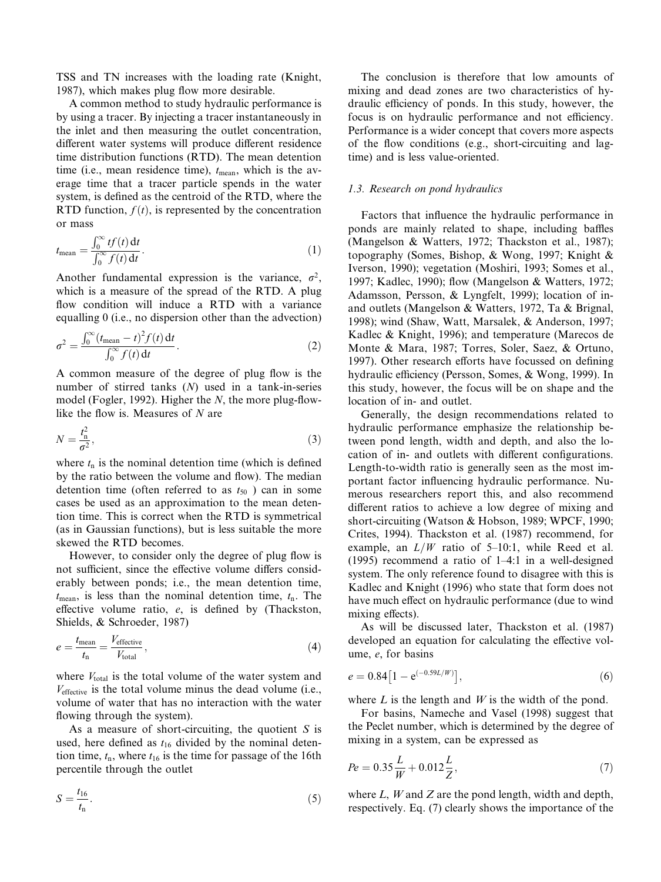TSS and TN increases with the loading rate (Knight, 1987), which makes plug flow more desirable.

A common method to study hydraulic performance is by using a tracer. By injecting a tracer instantaneously in the inlet and then measuring the outlet concentration, different water systems will produce different residence time distribution functions (RTD). The mean detention time (i.e., mean residence time), $t_{\text{mean}}$, which is the average time that a tracer particle spends in the water system, is defined as the centroid of the RTD, where the RTD function, $f(t)$, is represented by the concentration or mass

$$t_{\text{mean}} = \frac{\int_0^\infty t f(t)\,\mathrm{d}t}{\int_0^\infty f(t)\,\mathrm{d}t}. \tag{1}$$

Another fundamental expression is the variance, $\sigma^2$, which is a measure of the spread of the RTD. A plug flow condition will induce a RTD with a variance equalling 0 (i.e., no dispersion other than the advection)

$$\sigma^2 = \frac{\int_0^\infty (t_{\text{mean}} - t)^2 f(t)\,\mathrm{d}t}{\int_0^\infty f(t)\,\mathrm{d}t}. \tag{2}$$

A common measure of the degree of plug flow is the number of stirred tanks ($N$) used in a tank-in-series model (Fogler, 1992). Higher the $N$, the more plug-flow-like the flow is. Measures of $N$ are

$$N = \frac{t_n^2}{\sigma^2}, \tag{3}$$

where $t_n$ is the nominal detention time (which is defined by the ratio between the volume and flow). The median detention time (often referred to as $t_{50}$ ) can in some cases be used as an approximation to the mean detention time. This is correct when the RTD is symmetrical (as in Gaussian functions), but is less suitable the more skewed the RTD becomes.

However, to consider only the degree of plug flow is not sufficient, since the effective volume differs considerably between ponds; i.e., the mean detention time, $t_{\text{mean}}$, is less than the nominal detention time, $t_n$. The effective volume ratio, $e$, is defined by (Thackston, Shields, & Schroeder, 1987)

$$e = \frac{t_{\text{mean}}}{t_n} = \frac{V_{\text{effective}}}{V_{\text{total}}}, \tag{4}$$

where $V_{\text{total}}$ is the total volume of the water system and $V_{\text{effective}}$ is the total volume minus the dead volume (i.e., volume of water that has no interaction with the water flowing through the system).

As a measure of short-circuiting, the quotient $S$ is used, here defined as $t_{16}$ divided by the nominal detention time, $t_n$, where $t_{16}$ is the time for passage of the 16th percentile through the outlet

$$S = \frac{t_{16}}{t_n}. \tag{5}$$

The conclusion is therefore that low amounts of mixing and dead zones are two characteristics of hydraulic efficiency of ponds. In this study, however, the focus is on hydraulic performance and not efficiency. Performance is a wider concept that covers more aspects of the flow conditions (e.g., short-circuiting and lag-time) and is less value-oriented.

### 1.3. Research on pond hydraulics

Factors that influence the hydraulic performance in ponds are mainly related to shape, including baffles (Mangelson & Watters, 1972; Thackston et al., 1987); topography (Somes, Bishop, & Wong, 1997; Knight & Iverson, 1990); vegetation (Moshiri, 1993; Somes et al., 1997; Kadlec, 1990); flow (Mangelson & Watters, 1972; Adamsson, Persson, & Lyngfelt, 1999); location of in- and outlets (Mangelson & Watters, 1972, Ta & Brignal, 1998); wind (Shaw, Watt, Marsalek, & Anderson, 1997; Kadlec & Knight, 1996); and temperature (Marecos de Monte & Mara, 1987; Torres, Soler, Saez, & Ortuno, 1997). Other research efforts have focussed on defining hydraulic efficiency (Persson, Somes, & Wong, 1999). In this study, however, the focus will be on shape and the location of in- and outlet.

Generally, the design recommendations related to hydraulic performance emphasize the relationship between pond length, width and depth, and also the location of in- and outlets with different configurations. Length-to-width ratio is generally seen as the most important factor influencing hydraulic performance. Numerous researchers report this, and also recommend different ratios to achieve a low degree of mixing and short-circuiting (Watson & Hobson, 1989; WPCF, 1990; Crites, 1994). Thackston et al. (1987) recommend, for example, an $L/W$ ratio of 5–10:1, while Reed et al. (1995) recommend a ratio of 1–4:1 in a well-designed system. The only reference found to disagree with this is Kadlec and Knight (1996) who state that form does not have much effect on hydraulic performance (due to wind mixing effects).

As will be discussed later, Thackston et al. (1987) developed an equation for calculating the effective volume, $e$, for basins

$$e = 0.84\left[1 - \mathrm{e}^{(-0.59L/W)}\right], \tag{6}$$

where $L$ is the length and $W$ is the width of the pond.

For basins, Nameche and Vasel (1998) suggest that the Peclet number, which is determined by the degree of mixing in a system, can be expressed as

$$Pe = 0.35\frac{L}{W} + 0.012\frac{L}{Z}, \tag{7}$$

where $L$, $W$ and $Z$ are the pond length, width and depth, respectively. Eq. (7) clearly shows the importance of the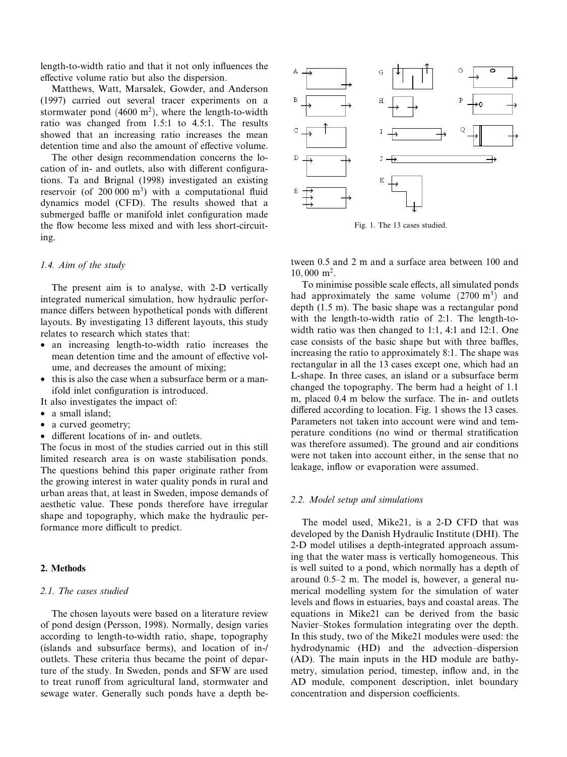length-to-width ratio and that it not only influences the effective volume ratio but also the dispersion.

Matthews, Watt, Marsalek, Gowder, and Anderson (1997) carried out several tracer experiments on a stormwater pond (4600 $m^2$), where the length-to-width ratio was changed from 1.5:1 to 4.5:1. The results showed that an increasing ratio increases the mean detention time and also the amount of effective volume.

The other design recommendation concerns the location of in- and outlets, also with different configurations. Ta and Brignal (1998) investigated an existing reservoir (of 200 000 $m^3$) with a computational fluid dynamics model (CFD). The results showed that a submerged baffle or manifold inlet configuration made the flow become less mixed and with less short-circuiting.

### 1.4. Aim of the study

The present aim is to analyse, with 2-D vertically integrated numerical simulation, how hydraulic performance differs between hypothetical ponds with different layouts. By investigating 13 different layouts, this study relates to research which states that:

- an increasing length-to-width ratio increases the mean detention time and the amount of effective volume, and decreases the amount of mixing;
- this is also the case when a subsurface berm or a manifold inlet configuration is introduced.

It also investigates the impact of:

- a small island;
- a curved geometry;
- different locations of in- and outlets.

The focus in most of the studies carried out in this still limited research area is on waste stabilisation ponds. The questions behind this paper originate rather from the growing interest in water quality ponds in rural and urban areas that, at least in Sweden, impose demands of aesthetic value. These ponds therefore have irregular shape and topography, which make the hydraulic performance more difficult to predict.

## 2. Methods

### 2.1. The cases studied

The chosen layouts were based on a literature review of pond design (Persson, 1998). Normally, design varies according to length-to-width ratio, shape, topography (islands and subsurface berms), and location of in-/outlets. These criteria thus became the point of departure of the study. In Sweden, ponds and SFW are used to treat runoff from agricultural land, stormwater and sewage water. Generally such ponds have a depth between 0.5 and 2 m and a surface area between 100 and 10,000 $m^2$.

Fig. 1. The 13 cases studied.

To minimise possible scale effects, all simulated ponds had approximately the same volume (2700 $m^3$) and depth (1.5 m). The basic shape was a rectangular pond with the length-to-width ratio of 2:1. The length-to-width ratio was then changed to 1:1, 4:1 and 12:1. One case consists of the basic shape but with three baffles, increasing the ratio to approximately 8:1. The shape was rectangular in all the 13 cases except one, which had an L-shape. In three cases, an island or a subsurface berm changed the topography. The berm had a height of 1.1 m, placed 0.4 m below the surface. The in- and outlets differed according to location. Fig. 1 shows the 13 cases. Parameters not taken into account were wind and temperature conditions (no wind or thermal stratification was therefore assumed). The ground and air conditions were not taken into account either, in the sense that no leakage, inflow or evaporation were assumed.

### 2.2. Model setup and simulations

The model used, Mike21, is a 2-D CFD that was developed by the Danish Hydraulic Institute (DHI). The 2-D model utilises a depth-integrated approach assuming that the water mass is vertically homogeneous. This is well suited to a pond, which normally has a depth of around 0.5–2 m. The model is, however, a general numerical modelling system for the simulation of water levels and flows in estuaries, bays and coastal areas. The equations in Mike21 can be derived from the basic Navier–Stokes formulation integrating over the depth. In this study, two of the Mike21 modules were used: the hydrodynamic (HD) and the advection–dispersion (AD). The main inputs in the HD module are bathymetry, simulation period, timestep, inflow and, in the AD module, component description, inlet boundary concentration and dispersion coefficients.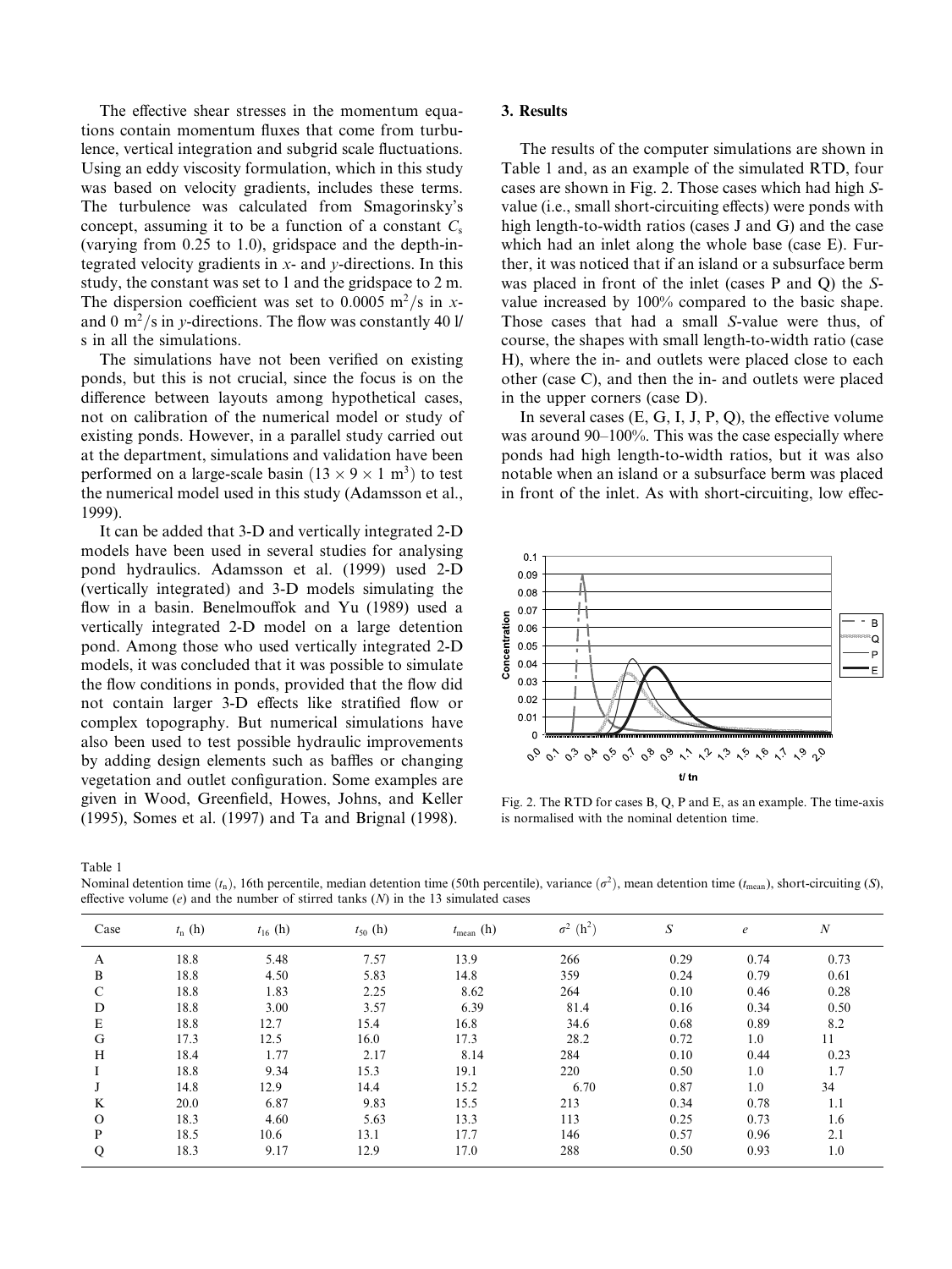The effective shear stresses in the momentum equations contain momentum fluxes that come from turbulence, vertical integration and subgrid scale fluctuations. Using an eddy viscosity formulation, which in this study was based on velocity gradients, includes these terms. The turbulence was calculated from Smagorinsky's concept, assuming it to be a function of a constant $C_s$ (varying from 0.25 to 1.0), gridspace and the depth-integrated velocity gradients in $x$- and $y$-directions. In this study, the constant was set to 1 and the gridspace to 2 m. The dispersion coefficient was set to 0.0005 $m^2/s$ in $x$- and 0 $m^2/s$ in $y$-directions. The flow was constantly 40 l/s in all the simulations.

The simulations have not been verified on existing ponds, but this is not crucial, since the focus is on the difference between layouts among hypothetical cases, not on calibration of the numerical model or study of existing ponds. However, in a parallel study carried out at the department, simulations and validation have been performed on a large-scale basin ($13 \times 9 \times 1$ $m^3$) to test the numerical model used in this study (Adamsson et al., 1999).

It can be added that 3-D and vertically integrated 2-D models have been used in several studies for analysing pond hydraulics. Adamsson et al. (1999) used 2-D (vertically integrated) and 3-D models simulating the flow in a basin. Benelmouffok and Yu (1989) used a vertically integrated 2-D model on a large detention pond. Among those who used vertically integrated 2-D models, it was concluded that it was possible to simulate the flow conditions in ponds, provided that the flow did not contain larger 3-D effects like stratified flow or complex topography. But numerical simulations have also been used to test possible hydraulic improvements by adding design elements such as baffles or changing vegetation and outlet configuration. Some examples are given in Wood, Greenfield, Howes, Johns, and Keller (1995), Somes et al. (1997) and Ta and Brignal (1998).

## 3. Results

The results of the computer simulations are shown in Table 1 and, as an example of the simulated RTD, four cases are shown in Fig. 2. Those cases which had high $S$-value (i.e., small short-circuiting effects) were ponds with high length-to-width ratios (cases J and G) and the case which had an inlet along the whole base (case E). Further, it was noticed that if an island or a subsurface berm was placed in front of the inlet (cases P and Q) the $S$-value increased by 100% compared to the basic shape. Those cases that had a small $S$-value were thus, of course, the shapes with small length-to-width ratio (case H), where the in- and outlets were placed close to each other (case C), and then the in- and outlets were placed in the upper corners (case D).

In several cases (E, G, I, J, P, Q), the effective volume was around 90–100%. This was the case especially where ponds had high length-to-width ratios, but it was also notable when an island or a subsurface berm was placed in front of the inlet. As with short-circuiting, low effec-

Fig. 2. The RTD for cases B, Q, P and E, as an example. The time-axis is normalised with the nominal detention time.

Table 1
Nominal detention time ($t_n$), 16th percentile, median detention time (50th percentile), variance ($\sigma^2$), mean detention time ($t_{mean}$), short-circuiting ($S$), effective volume ($e$) and the number of stirred tanks ($N$) in the 13 simulated cases

| Case | $t_n$ (h) | $t_{16}$ (h) | $t_{50}$ (h) | $t_{mean}$ (h) | $\sigma^2$ ($h^2$) | $S$ | $e$ | $N$ |
|---|---|---|---|---|---|---|---|---|
| A | 18.8 | 5.48 | 7.57 | 13.9 | 266 | 0.29 | 0.74 | 0.73 |
| B | 18.8 | 4.50 | 5.83 | 14.8 | 359 | 0.24 | 0.79 | 0.61 |
| C | 18.8 | 1.83 | 2.25 | 8.62 | 264 | 0.10 | 0.46 | 0.28 |
| D | 18.8 | 3.00 | 3.57 | 6.39 | 81.4 | 0.16 | 0.34 | 0.50 |
| E | 18.8 | 12.7 | 15.4 | 16.8 | 34.6 | 0.68 | 0.89 | 8.2 |
| G | 17.3 | 12.5 | 16.0 | 17.3 | 28.2 | 0.72 | 1.0 | 11 |
| H | 18.4 | 1.77 | 2.17 | 8.14 | 284 | 0.10 | 0.44 | 0.23 |
| I | 18.8 | 9.34 | 15.3 | 19.1 | 220 | 0.50 | 1.0 | 1.7 |
| J | 14.8 | 12.9 | 14.4 | 15.2 | 6.70 | 0.87 | 1.0 | 34 |
| K | 20.0 | 6.87 | 9.83 | 15.5 | 213 | 0.34 | 0.78 | 1.1 |
| O | 18.3 | 4.60 | 5.63 | 13.3 | 113 | 0.25 | 0.73 | 1.6 |
| P | 18.5 | 10.6 | 13.1 | 17.7 | 146 | 0.57 | 0.96 | 2.1 |
| Q | 18.3 | 9.17 | 12.9 | 17.0 | 288 | 0.50 | 0.93 | 1.0 |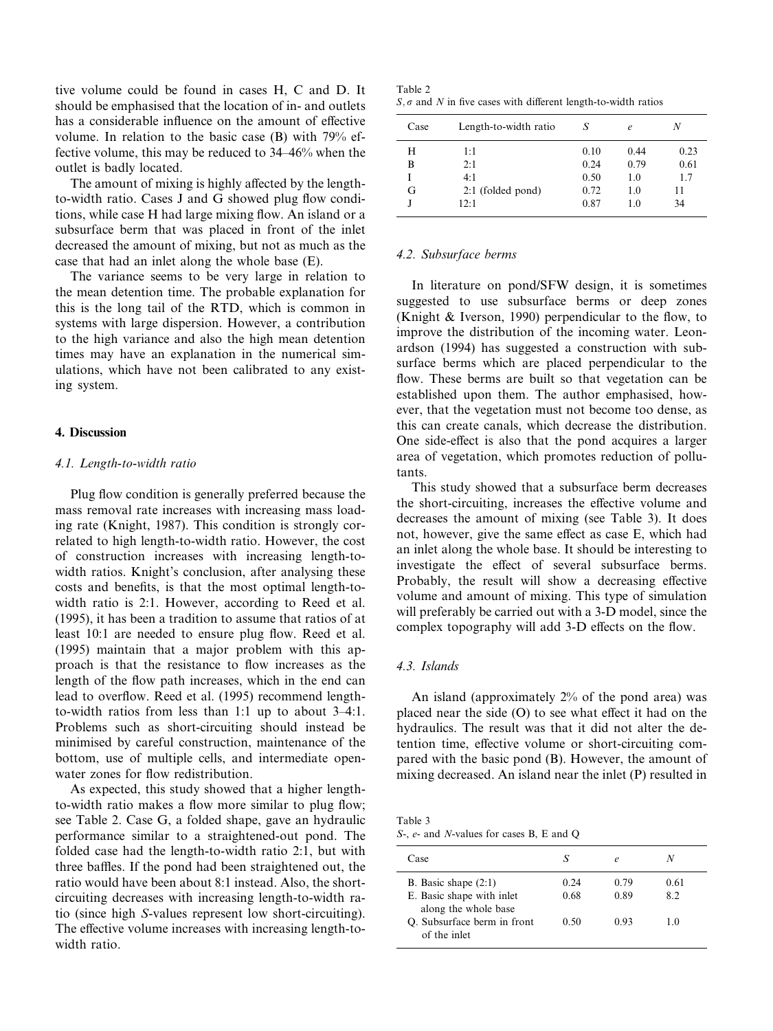tive volume could be found in cases H, C and D. It should be emphasised that the location of in- and outlets has a considerable influence on the amount of effective volume. In relation to the basic case (B) with 79% effective volume, this may be reduced to 34–46% when the outlet is badly located.

The amount of mixing is highly affected by the length-to-width ratio. Cases J and G showed plug flow conditions, while case H had large mixing flow. An island or a subsurface berm that was placed in front of the inlet decreased the amount of mixing, but not as much as the case that had an inlet along the whole base (E).

The variance seems to be very large in relation to the mean detention time. The probable explanation for this is the long tail of the RTD, which is common in systems with large dispersion. However, a contribution to the high variance and also the high mean detention times may have an explanation in the numerical simulations, which have not been calibrated to any existing system.

## 4. Discussion

### 4.1. Length-to-width ratio

Plug flow condition is generally preferred because the mass removal rate increases with increasing mass loading rate (Knight, 1987). This condition is strongly correlated to high length-to-width ratio. However, the cost of construction increases with increasing length-to-width ratios. Knight's conclusion, after analysing these costs and benefits, is that the most optimal length-to-width ratio is 2:1. However, according to Reed et al. (1995), it has been a tradition to assume that ratios of at least 10:1 are needed to ensure plug flow. Reed et al. (1995) maintain that a major problem with this approach is that the resistance to flow increases as the length of the flow path increases, which in the end can lead to overflow. Reed et al. (1995) recommend length-to-width ratios from less than 1:1 up to about 3–4:1. Problems such as short-circuiting should instead be minimised by careful construction, maintenance of the bottom, use of multiple cells, and intermediate open-water zones for flow redistribution.

As expected, this study showed that a higher length-to-width ratio makes a flow more similar to plug flow; see Table 2. Case G, a folded shape, gave an hydraulic performance similar to a straightened-out pond. The folded case had the length-to-width ratio 2:1, but with three baffles. If the pond had been straightened out, the ratio would have been about 8:1 instead. Also, the short-circuiting decreases with increasing length-to-width ratio (since high $S$-values represent low short-circuiting). The effective volume increases with increasing length-to-width ratio.

Table 2
$S, \sigma$ and $N$ in five cases with different length-to-width ratios

| Case | Length-to-width ratio | $S$ | $e$ | $N$ |
|---|---|---|---|---|
| H | 1:1 | 0.10 | 0.44 | 0.23 |
| B | 2:1 | 0.24 | 0.79 | 0.61 |
| I | 4:1 | 0.50 | 1.0 | 1.7 |
| G | 2:1 (folded pond) | 0.72 | 1.0 | 11 |
| J | 12:1 | 0.87 | 1.0 | 34 |

### 4.2. Subsurface berms

In literature on pond/SFW design, it is sometimes suggested to use subsurface berms or deep zones (Knight & Iverson, 1990) perpendicular to the flow, to improve the distribution of the incoming water. Leonardson (1994) has suggested a construction with subsurface berms which are placed perpendicular to the flow. These berms are built so that vegetation can be established upon them. The author emphasised, however, that the vegetation must not become too dense, as this can create canals, which decrease the distribution. One side-effect is also that the pond acquires a larger area of vegetation, which promotes reduction of pollutants.

This study showed that a subsurface berm decreases the short-circuiting, increases the effective volume and decreases the amount of mixing (see Table 3). It does not, however, give the same effect as case E, which had an inlet along the whole base. It should be interesting to investigate the effect of several subsurface berms. Probably, the result will show a decreasing effective volume and amount of mixing. This type of simulation will preferably be carried out with a 3-D model, since the complex topography will add 3-D effects on the flow.

### 4.3. Islands

An island (approximately 2% of the pond area) was placed near the side (O) to see what effect it had on the hydraulics. The result was that it did not alter the detention time, effective volume or short-circuiting compared with the basic pond (B). However, the amount of mixing decreased. An island near the inlet (P) resulted in

Table 3
$S$-, $e$- and $N$-values for cases B, E and Q

| Case | $S$ | $e$ | $N$ |
|---|---|---|---|
| B. Basic shape (2:1) | 0.24 | 0.79 | 0.61 |
| E. Basic shape with inlet along the whole base | 0.68 | 0.89 | 8.2 |
| Q. Subsurface berm in front of the inlet | 0.50 | 0.93 | 1.0 |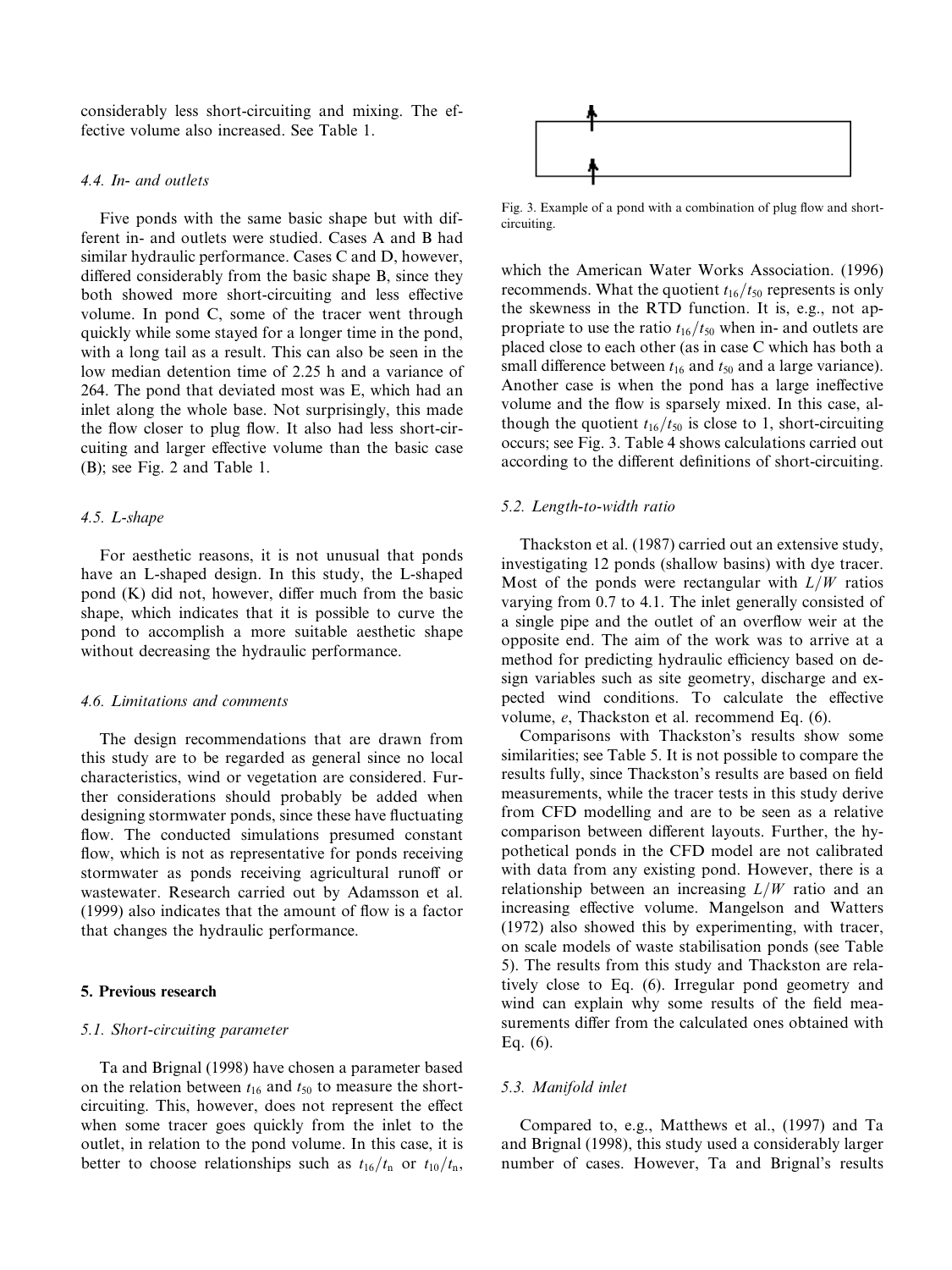considerably less short-circuiting and mixing. The effective volume also increased. See Table 1.

### 4.4. In- and outlets

Five ponds with the same basic shape but with different in- and outlets were studied. Cases A and B had similar hydraulic performance. Cases C and D, however, differed considerably from the basic shape B, since they both showed more short-circuiting and less effective volume. In pond C, some of the tracer went through quickly while some stayed for a longer time in the pond, with a long tail as a result. This can also be seen in the low median detention time of 2.25 h and a variance of 264. The pond that deviated most was E, which had an inlet along the whole base. Not surprisingly, this made the flow closer to plug flow. It also had less short-circuiting and larger effective volume than the basic case (B); see Fig. 2 and Table 1.

### 4.5. L-shape

For aesthetic reasons, it is not unusual that ponds have an L-shaped design. In this study, the L-shaped pond (K) did not, however, differ much from the basic shape, which indicates that it is possible to curve the pond to accomplish a more suitable aesthetic shape without decreasing the hydraulic performance.

### 4.6. Limitations and comments

The design recommendations that are drawn from this study are to be regarded as general since no local characteristics, wind or vegetation are considered. Further considerations should probably be added when designing stormwater ponds, since these have fluctuating flow. The conducted simulations presumed constant flow, which is not as representative for ponds receiving stormwater as ponds receiving agricultural runoff or wastewater. Research carried out by Adamsson et al. (1999) also indicates that the amount of flow is a factor that changes the hydraulic performance.

## 5. Previous research

### 5.1. Short-circuiting parameter

Ta and Brignal (1998) have chosen a parameter based on the relation between $t_{16}$ and $t_{50}$ to measure the short-circuiting. This, however, does not represent the effect when some tracer goes quickly from the inlet to the outlet, in relation to the pond volume. In this case, it is better to choose relationships such as $t_{16}/t_n$ or $t_{10}/t_n$, which the American Water Works Association. (1996) recommends. What the quotient $t_{16}/t_{50}$ represents is only the skewness in the RTD function. It is, e.g., not appropriate to use the ratio $t_{16}/t_{50}$ when in- and outlets are placed close to each other (as in case C which has both a small difference between $t_{16}$ and $t_{50}$ and a large variance). Another case is when the pond has a large ineffective volume and the flow is sparsely mixed. In this case, although the quotient $t_{16}/t_{50}$ is close to 1, short-circuiting occurs; see Fig. 3. Table 4 shows calculations carried out according to the different definitions of short-circuiting.

Fig. 3. Example of a pond with a combination of plug flow and short-circuiting.

### 5.2. Length-to-width ratio

Thackston et al. (1987) carried out an extensive study, investigating 12 ponds (shallow basins) with dye tracer. Most of the ponds were rectangular with $L/W$ ratios varying from 0.7 to 4.1. The inlet generally consisted of a single pipe and the outlet of an overflow weir at the opposite end. The aim of the work was to arrive at a method for predicting hydraulic efficiency based on design variables such as site geometry, discharge and expected wind conditions. To calculate the effective volume, $e$, Thackston et al. recommend Eq. (6).

Comparisons with Thackston's results show some similarities; see Table 5. It is not possible to compare the results fully, since Thackston's results are based on field measurements, while the tracer tests in this study derive from CFD modelling and are to be seen as a relative comparison between different layouts. Further, the hypothetical ponds in the CFD model are not calibrated with data from any existing pond. However, there is a relationship between an increasing $L/W$ ratio and an increasing effective volume. Mangelson and Watters (1972) also showed this by experimenting, with tracer, on scale models of waste stabilisation ponds (see Table 5). The results from this study and Thackston are relatively close to Eq. (6). Irregular pond geometry and wind can explain why some results of the field measurements differ from the calculated ones obtained with Eq. (6).

### 5.3. Manifold inlet

Compared to, e.g., Matthews et al., (1997) and Ta and Brignal (1998), this study used a considerably larger number of cases. However, Ta and Brignal's results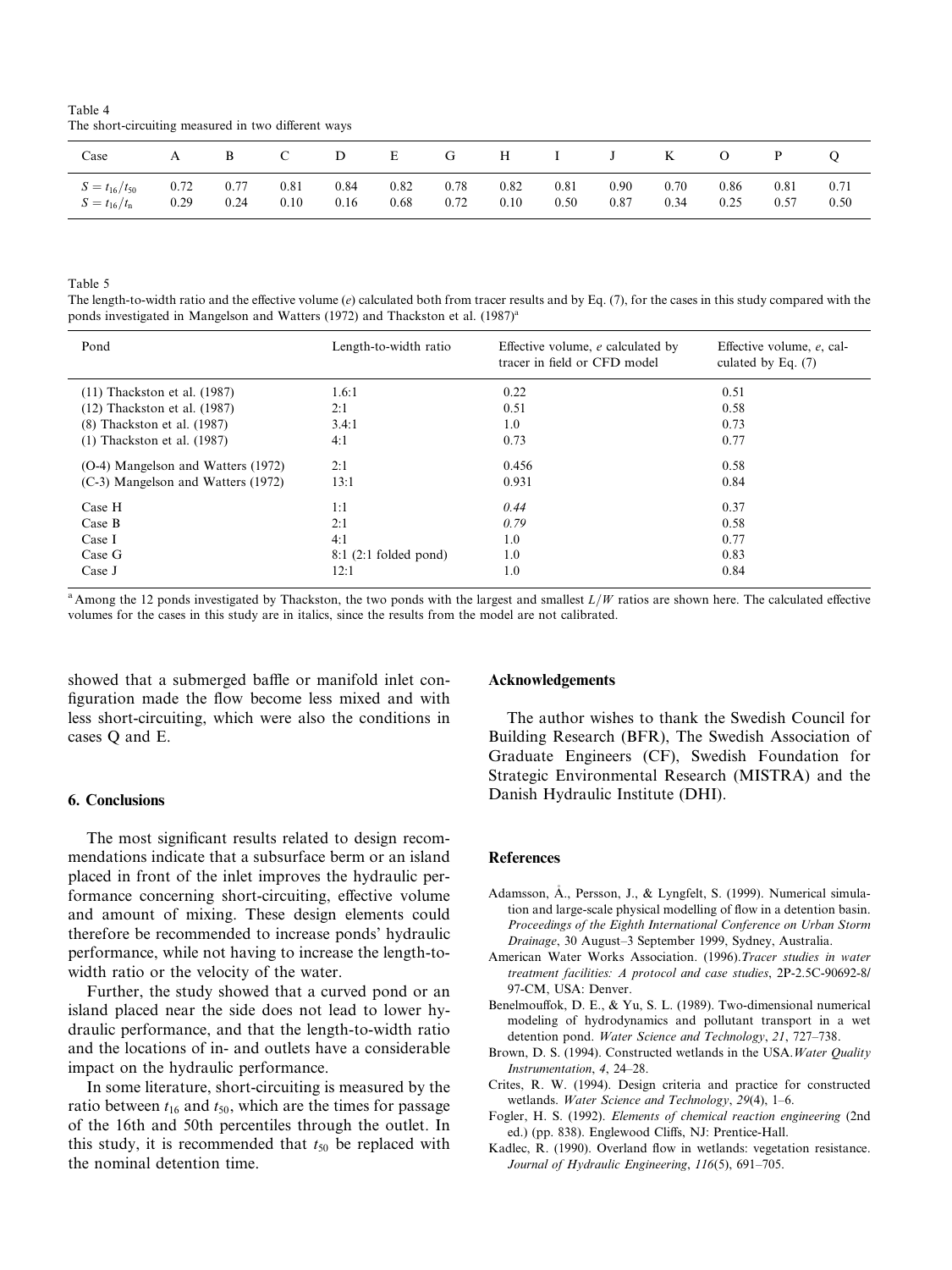Table 4
The short-circuiting measured in two different ways

| Case | A | B | C | D | E | G | H | I | J | K | O | P | Q |
|---|---|---|---|---|---|---|---|---|---|---|---|---|---|
| $S = t_{16}/t_{50}$ | 0.72 | 0.77 | 0.81 | 0.84 | 0.82 | 0.78 | 0.82 | 0.81 | 0.90 | 0.70 | 0.86 | 0.81 | 0.71 |
| $S = t_{16}/t_n$ | 0.29 | 0.24 | 0.10 | 0.16 | 0.68 | 0.72 | 0.10 | 0.50 | 0.87 | 0.34 | 0.25 | 0.57 | 0.50 |

Table 5
The length-to-width ratio and the effective volume ($e$) calculated both from tracer results and by Eq. (7), for the cases in this study compared with the ponds investigated in Mangelson and Watters (1972) and Thackston et al. (1987)[a]

| Pond | Length-to-width ratio | Effective volume, $e$ calculated by tracer in field or CFD model | Effective volume, $e$, calculated by Eq. (7) |
|---|---|---|---|
| (11) Thackston et al. (1987) | 1.6:1 | 0.22 | 0.51 |
| (12) Thackston et al. (1987) | 2:1 | 0.51 | 0.58 |
| (8) Thackston et al. (1987) | 3.4:1 | 1.0 | 0.73 |
| (1) Thackston et al. (1987) | 4:1 | 0.73 | 0.77 |
| (O-4) Mangelson and Watters (1972) | 2:1 | 0.456 | 0.58 |
| (C-3) Mangelson and Watters (1972) | 13:1 | 0.931 | 0.84 |
| Case H | 1:1 | *0.44* | 0.37 |
| Case B | 2:1 | *0.79* | 0.58 |
| Case I | 4:1 | 1.0 | 0.77 |
| Case G | 8:1 (2:1 folded pond) | 1.0 | 0.83 |
| Case J | 12:1 | 1.0 | 0.84 |

[a] Among the 12 ponds investigated by Thackston, the two ponds with the largest and smallest $L/W$ ratios are shown here. The calculated effective volumes for the cases in this study are in italics, since the results from the model are not calibrated.

showed that a submerged baffle or manifold inlet configuration made the flow become less mixed and with less short-circuiting, which were also the conditions in cases Q and E.

## 6. Conclusions

The most significant results related to design recommendations indicate that a subsurface berm or an island placed in front of the inlet improves the hydraulic performance concerning short-circuiting, effective volume and amount of mixing. These design elements could therefore be recommended to increase ponds' hydraulic performance, while not having to increase the length-to-width ratio or the velocity of the water.

Further, the study showed that a curved pond or an island placed near the side does not lead to lower hydraulic performance, and that the length-to-width ratio and the locations of in- and outlets have a considerable impact on the hydraulic performance.

In some literature, short-circuiting is measured by the ratio between $t_{16}$ and $t_{50}$, which are the times for passage of the 16th and 50th percentiles through the outlet. In this study, it is recommended that $t_{50}$ be replaced with the nominal detention time.

## Acknowledgements

The author wishes to thank the Swedish Council for Building Research (BFR), The Swedish Association of Graduate Engineers (CF), Swedish Foundation for Strategic Environmental Research (MISTRA) and the Danish Hydraulic Institute (DHI).

## References

Adamsson, Å., Persson, J., & Lyngfelt, S. (1999). Numerical simulation and large-scale physical modelling of flow in a detention basin. *Proceedings of the Eighth International Conference on Urban Storm Drainage*, 30 August–3 September 1999, Sydney, Australia.

American Water Works Association. (1996). *Tracer studies in water treatment facilities: A protocol and case studies*, 2P-2.5C-90692-8/97-CM, USA: Denver.

Benelmouffok, D. E., & Yu, S. L. (1989). Two-dimensional numerical modeling of hydrodynamics and pollutant transport in a wet detention pond. *Water Science and Technology*, *21*, 727–738.

Brown, D. S. (1994). Constructed wetlands in the USA. *Water Quality Instrumentation*, *4*, 24–28.

Crites, R. W. (1994). Design criteria and practice for constructed wetlands. *Water Science and Technology*, *29*(4), 1–6.

Fogler, H. S. (1992). *Elements of chemical reaction engineering* (2nd ed.) (pp. 838). Englewood Cliffs, NJ: Prentice-Hall.

Kadlec, R. (1990). Overland flow in wetlands: vegetation resistance. *Journal of Hydraulic Engineering*, *116*(5), 691–705.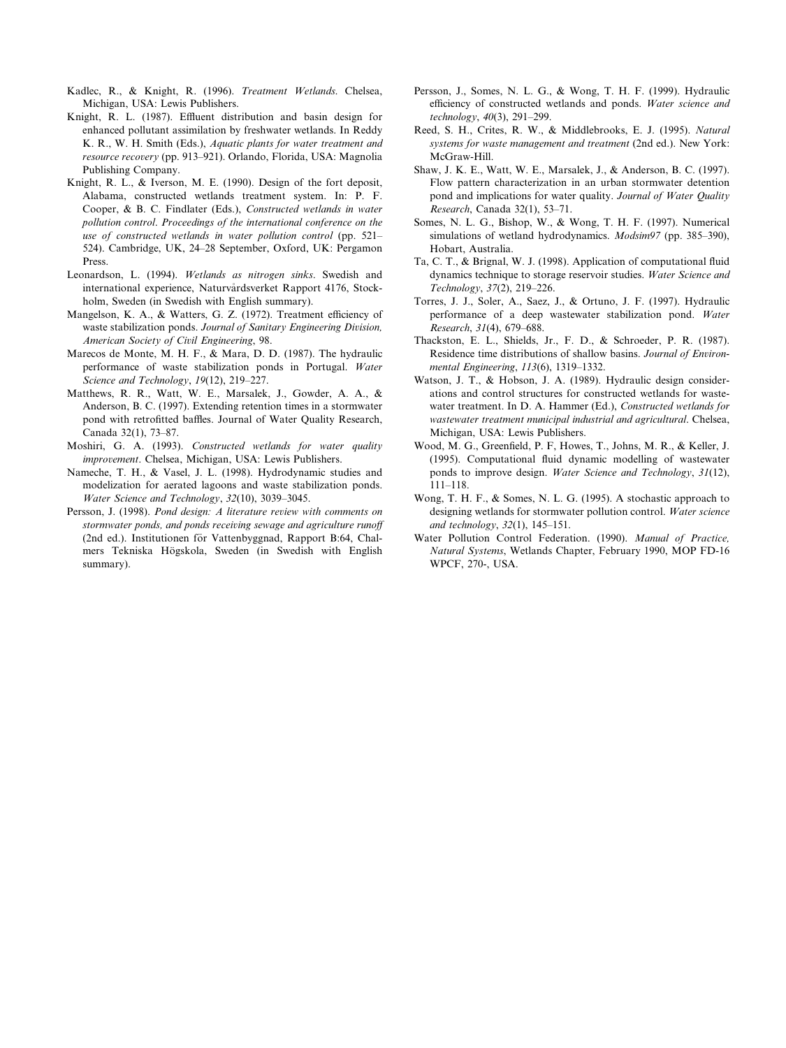Kadlec, R., & Knight, R. (1996). *Treatment Wetlands*. Chelsea, Michigan, USA: Lewis Publishers.

Knight, R. L. (1987). Effluent distribution and basin design for enhanced pollutant assimilation by freshwater wetlands. In Reddy K. R., W. H. Smith (Eds.), *Aquatic plants for water treatment and resource recovery* (pp. 913–921). Orlando, Florida, USA: Magnolia Publishing Company.

Knight, R. L., & Iverson, M. E. (1990). Design of the fort deposit, Alabama, constructed wetlands treatment system. In: P. F. Cooper, & B. C. Findlater (Eds.), *Constructed wetlands in water pollution control. Proceedings of the international conference on the use of constructed wetlands in water pollution control* (pp. 521–524). Cambridge, UK, 24–28 September, Oxford, UK: Pergamon Press.

Leonardson, L. (1994). *Wetlands as nitrogen sinks*. Swedish and international experience, Naturvårdsverket Rapport 4176, Stockholm, Sweden (in Swedish with English summary).

Mangelson, K. A., & Watters, G. Z. (1972). Treatment efficiency of waste stabilization ponds. *Journal of Sanitary Engineering Division, American Society of Civil Engineering*, 98.

Marecos de Monte, M. H. F., & Mara, D. D. (1987). The hydraulic performance of waste stabilization ponds in Portugal. *Water Science and Technology*, *19*(12), 219–227.

Matthews, R. R., Watt, W. E., Marsalek, J., Gowder, A. A., & Anderson, B. C. (1997). Extending retention times in a stormwater pond with retrofitted baffles. Journal of Water Quality Research, Canada 32(1), 73–87.

Moshiri, G. A. (1993). *Constructed wetlands for water quality improvement*. Chelsea, Michigan, USA: Lewis Publishers.

Nameche, T. H., & Vasel, J. L. (1998). Hydrodynamic studies and modelization for aerated lagoons and waste stabilization ponds. *Water Science and Technology*, *32*(10), 3039–3045.

Persson, J. (1998). *Pond design: A literature review with comments on stormwater ponds, and ponds receiving sewage and agriculture runoff* (2nd ed.). Institutionen för Vattenbyggnad, Rapport B:64, Chalmers Tekniska Högskola, Sweden (in Swedish with English summary).

Persson, J., Somes, N. L. G., & Wong, T. H. F. (1999). Hydraulic efficiency of constructed wetlands and ponds. *Water science and technology*, *40*(3), 291–299.

Reed, S. H., Crites, R. W., & Middlebrooks, E. J. (1995). *Natural systems for waste management and treatment* (2nd ed.). New York: McGraw-Hill.

Shaw, J. K. E., Watt, W. E., Marsalek, J., & Anderson, B. C. (1997). Flow pattern characterization in an urban stormwater detention pond and implications for water quality. *Journal of Water Quality Research*, Canada 32(1), 53–71.

Somes, N. L. G., Bishop, W., & Wong, T. H. F. (1997). Numerical simulations of wetland hydrodynamics. *Modsim97* (pp. 385–390), Hobart, Australia.

Ta, C. T., & Brignal, W. J. (1998). Application of computational fluid dynamics technique to storage reservoir studies. *Water Science and Technology*, *37*(2), 219–226.

Torres, J. J., Soler, A., Saez, J., & Ortuno, J. F. (1997). Hydraulic performance of a deep wastewater stabilization pond. *Water Research*, *31*(4), 679–688.

Thackston, E. L., Shields, Jr., F. D., & Schroeder, P. R. (1987). Residence time distributions of shallow basins. *Journal of Environmental Engineering*, *113*(6), 1319–1332.

Watson, J. T., & Hobson, J. A. (1989). Hydraulic design considerations and control structures for constructed wetlands for wastewater treatment. In D. A. Hammer (Ed.), *Constructed wetlands for wastewater treatment municipal industrial and agricultural*. Chelsea, Michigan, USA: Lewis Publishers.

Wood, M. G., Greenfield, P. F, Howes, T., Johns, M. R., & Keller, J. (1995). Computational fluid dynamic modelling of wastewater ponds to improve design. *Water Science and Technology*, *31*(12), 111–118.

Wong, T. H. F., & Somes, N. L. G. (1995). A stochastic approach to designing wetlands for stormwater pollution control. *Water science and technology*, *32*(1), 145–151.

Water Pollution Control Federation. (1990). *Manual of Practice, Natural Systems*, Wetlands Chapter, February 1990, MOP FD-16 WPCF, 270-, USA.